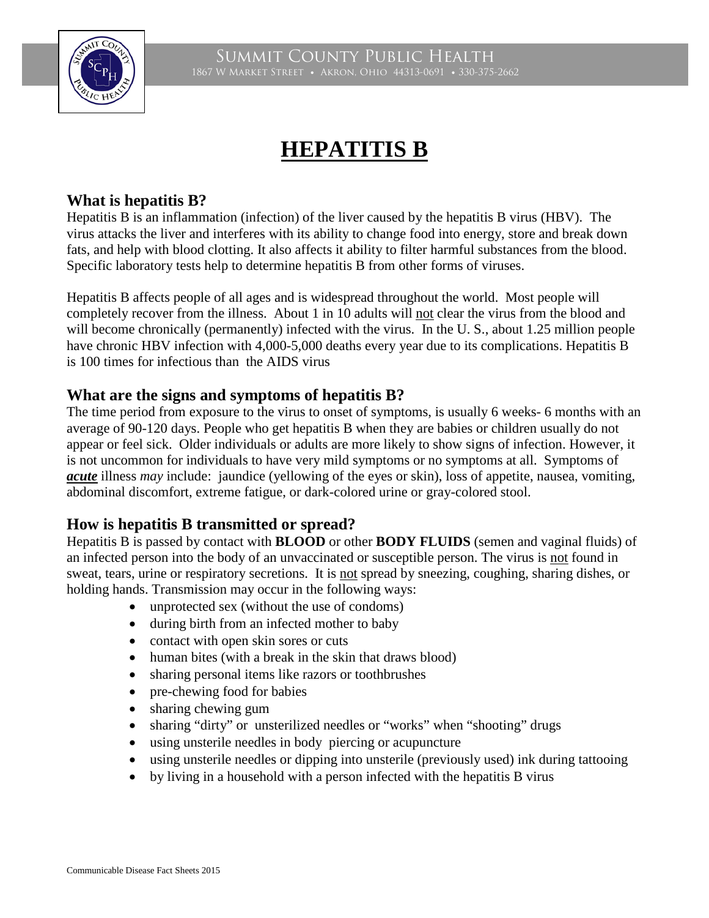Summit County Public Health
1867 W Market Street • Akron, Ohio 44313-0691 • 330-375-2662

# HEPATITIS B

## What is hepatitis B?

Hepatitis B is an inflammation (infection) of the liver caused by the hepatitis B virus (HBV). The virus attacks the liver and interferes with its ability to change food into energy, store and break down fats, and help with blood clotting. It also affects it ability to filter harmful substances from the blood. Specific laboratory tests help to determine hepatitis B from other forms of viruses.

Hepatitis B affects people of all ages and is widespread throughout the world. Most people will completely recover from the illness. About 1 in 10 adults will not clear the virus from the blood and will become chronically (permanently) infected with the virus. In the U. S., about 1.25 million people have chronic HBV infection with 4,000-5,000 deaths every year due to its complications. Hepatitis B is 100 times for infectious than the AIDS virus

## What are the signs and symptoms of hepatitis B?

The time period from exposure to the virus to onset of symptoms, is usually 6 weeks- 6 months with an average of 90-120 days. People who get hepatitis B when they are babies or children usually do not appear or feel sick. Older individuals or adults are more likely to show signs of infection. However, it is not uncommon for individuals to have very mild symptoms or no symptoms at all. Symptoms of ***acute*** illness *may* include: jaundice (yellowing of the eyes or skin), loss of appetite, nausea, vomiting, abdominal discomfort, extreme fatigue, or dark-colored urine or gray-colored stool.

## How is hepatitis B transmitted or spread?

Hepatitis B is passed by contact with **BLOOD** or other **BODY FLUIDS** (semen and vaginal fluids) of an infected person into the body of an unvaccinated or susceptible person. The virus is not found in sweat, tears, urine or respiratory secretions. It is not spread by sneezing, coughing, sharing dishes, or holding hands. Transmission may occur in the following ways:

- unprotected sex (without the use of condoms)
- during birth from an infected mother to baby
- contact with open skin sores or cuts
- human bites (with a break in the skin that draws blood)
- sharing personal items like razors or toothbrushes
- pre-chewing food for babies
- sharing chewing gum
- sharing "dirty" or unsterilized needles or "works" when "shooting" drugs
- using unsterile needles in body piercing or acupuncture
- using unsterile needles or dipping into unsterile (previously used) ink during tattooing
- by living in a household with a person infected with the hepatitis B virus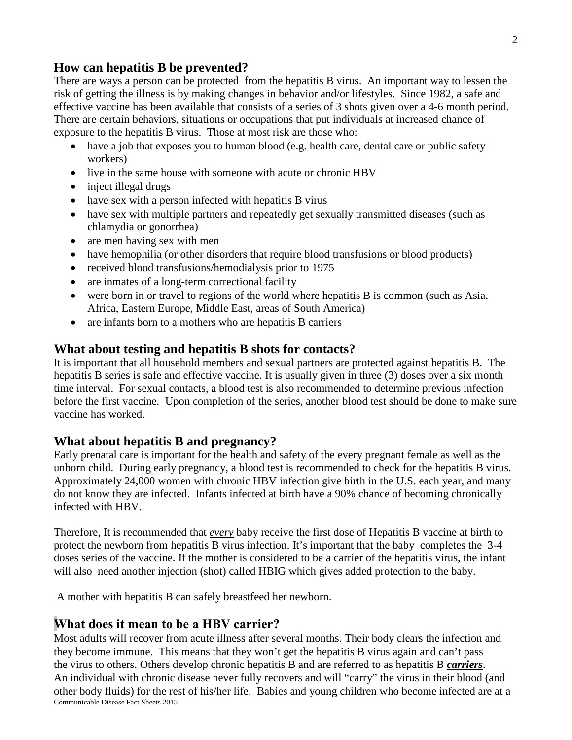## How can hepatitis B be prevented?

There are ways a person can be protected from the hepatitis B virus. An important way to lessen the risk of getting the illness is by making changes in behavior and/or lifestyles. Since 1982, a safe and effective vaccine has been available that consists of a series of 3 shots given over a 4-6 month period. There are certain behaviors, situations or occupations that put individuals at increased chance of exposure to the hepatitis B virus. Those at most risk are those who:

- have a job that exposes you to human blood (e.g. health care, dental care or public safety workers)
- live in the same house with someone with acute or chronic HBV
- inject illegal drugs
- have sex with a person infected with hepatitis B virus
- have sex with multiple partners and repeatedly get sexually transmitted diseases (such as chlamydia or gonorrhea)
- are men having sex with men
- have hemophilia (or other disorders that require blood transfusions or blood products)
- received blood transfusions/hemodialysis prior to 1975
- are inmates of a long-term correctional facility
- were born in or travel to regions of the world where hepatitis B is common (such as Asia, Africa, Eastern Europe, Middle East, areas of South America)
- are infants born to a mothers who are hepatitis B carriers

## What about testing and hepatitis B shots for contacts?

It is important that all household members and sexual partners are protected against hepatitis B. The hepatitis B series is safe and effective vaccine. It is usually given in three (3) doses over a six month time interval. For sexual contacts, a blood test is also recommended to determine previous infection before the first vaccine. Upon completion of the series, another blood test should be done to make sure vaccine has worked.

## What about hepatitis B and pregnancy?

Early prenatal care is important for the health and safety of the every pregnant female as well as the unborn child. During early pregnancy, a blood test is recommended to check for the hepatitis B virus. Approximately 24,000 women with chronic HBV infection give birth in the U.S. each year, and many do not know they are infected. Infants infected at birth have a 90% chance of becoming chronically infected with HBV.

Therefore, It is recommended that <u>*every*</u> baby receive the first dose of Hepatitis B vaccine at birth to protect the newborn from hepatitis B virus infection. It's important that the baby completes the 3-4 doses series of the vaccine. If the mother is considered to be a carrier of the hepatitis virus, the infant will also need another injection (shot) called HBIG which gives added protection to the baby.

A mother with hepatitis B can safely breastfeed her newborn.

## What does it mean to be a HBV carrier?

Most adults will recover from acute illness after several months. Their body clears the infection and they become immune. This means that they won't get the hepatitis B virus again and can't pass the virus to others. Others develop chronic hepatitis B and are referred to as hepatitis B <u>***carriers***</u>. An individual with chronic disease never fully recovers and will "carry" the virus in their blood (and other body fluids) for the rest of his/her life. Babies and young children who become infected are at a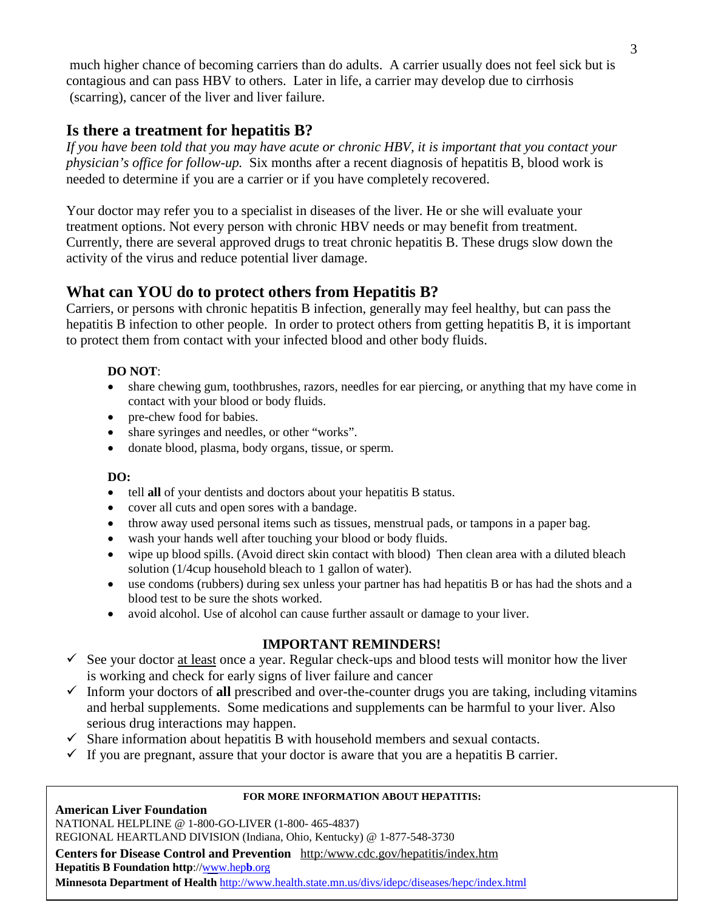much higher chance of becoming carriers than do adults. A carrier usually does not feel sick but is contagious and can pass HBV to others. Later in life, a carrier may develop due to cirrhosis (scarring), cancer of the liver and liver failure.

## Is there a treatment for hepatitis B?

*If you have been told that you may have acute or chronic HBV, it is important that you contact your physician's office for follow-up.* Six months after a recent diagnosis of hepatitis B, blood work is needed to determine if you are a carrier or if you have completely recovered.

Your doctor may refer you to a specialist in diseases of the liver. He or she will evaluate your treatment options. Not every person with chronic HBV needs or may benefit from treatment. Currently, there are several approved drugs to treat chronic hepatitis B. These drugs slow down the activity of the virus and reduce potential liver damage.

## What can YOU do to protect others from Hepatitis B?

Carriers, or persons with chronic hepatitis B infection, generally may feel healthy, but can pass the hepatitis B infection to other people. In order to protect others from getting hepatitis B, it is important to protect them from contact with your infected blood and other body fluids.

**DO NOT**:

- share chewing gum, toothbrushes, razors, needles for ear piercing, or anything that my have come in contact with your blood or body fluids.
- pre-chew food for babies.
- share syringes and needles, or other "works".
- donate blood, plasma, body organs, tissue, or sperm.

**DO:**

- tell **all** of your dentists and doctors about your hepatitis B status.
- cover all cuts and open sores with a bandage.
- throw away used personal items such as tissues, menstrual pads, or tampons in a paper bag.
- wash your hands well after touching your blood or body fluids.
- wipe up blood spills. (Avoid direct skin contact with blood) Then clean area with a diluted bleach solution (1/4cup household bleach to 1 gallon of water).
- use condoms (rubbers) during sex unless your partner has had hepatitis B or has had the shots and a blood test to be sure the shots worked.
- avoid alcohol. Use of alcohol can cause further assault or damage to your liver.

**IMPORTANT REMINDERS!**

- ✓ See your doctor at least once a year. Regular check-ups and blood tests will monitor how the liver is working and check for early signs of liver failure and cancer
- ✓ Inform your doctors of **all** prescribed and over-the-counter drugs you are taking, including vitamins and herbal supplements. Some medications and supplements can be harmful to your liver. Also serious drug interactions may happen.
- ✓ Share information about hepatitis B with household members and sexual contacts.
- ✓ If you are pregnant, assure that your doctor is aware that you are a hepatitis B carrier.

**FOR MORE INFORMATION ABOUT HEPATITIS:**

**American Liver Foundation**
NATIONAL HELPLINE @ 1-800-GO-LIVER (1-800- 465-4837)
REGIONAL HEARTLAND DIVISION (Indiana, Ohio, Kentucky) @ 1-877-548-3730

**Centers for Disease Control and Prevention** http:/www.cdc.gov/hepatitis/index.htm

**Hepatitis B Foundation http**://www.hep**b**.org

**Minnesota Department of Health** http://www.health.state.mn.us/divs/idepc/diseases/hepc/index.html